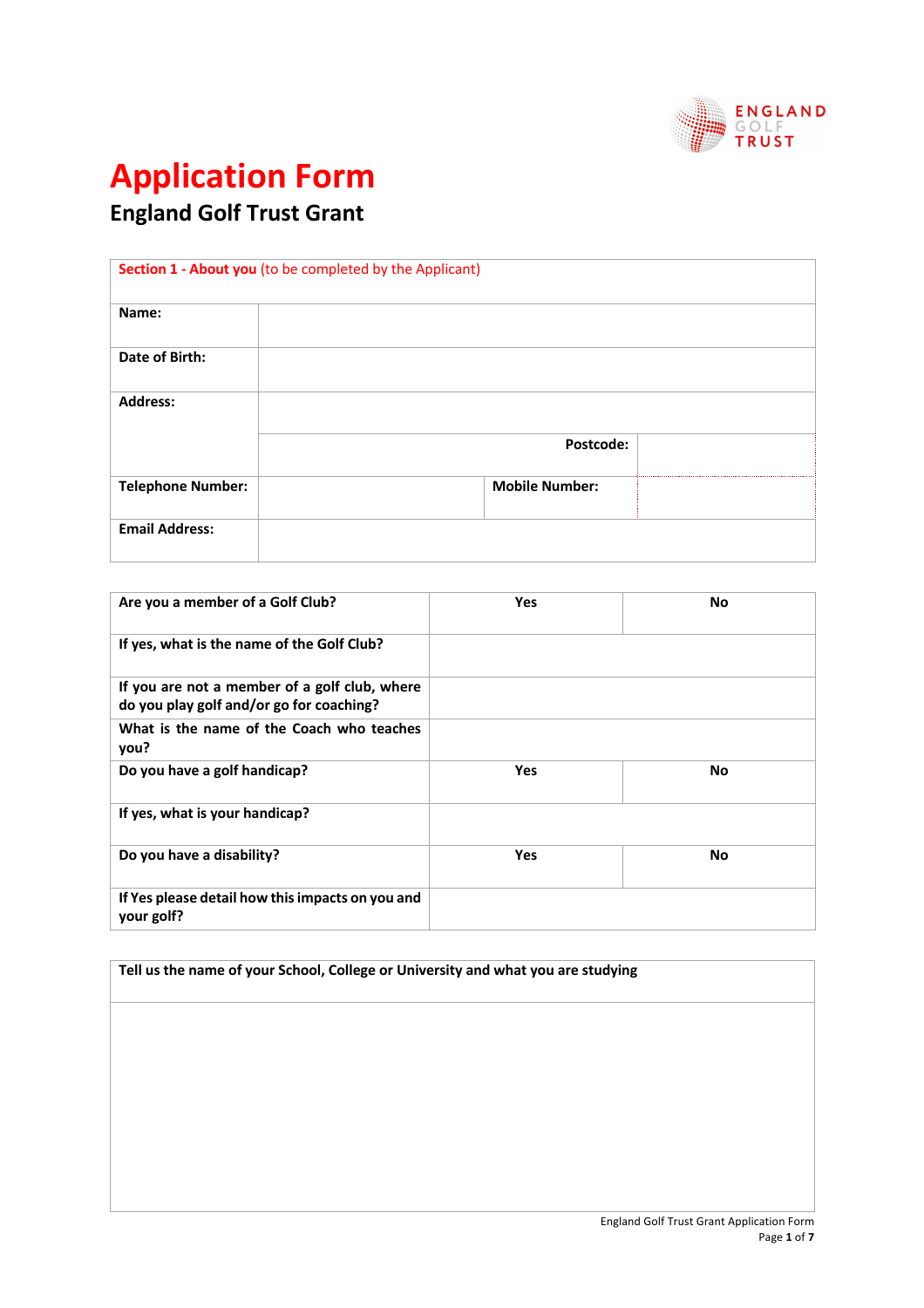ENGLAND GOLF TRUST

# Application Form

## England Golf Trust Grant

| **Section 1 - About you** (to be completed by the Applicant) | | | |
|---|---|---|---|
| **Name:** | | | |
| **Date of Birth:** | | | |
| **Address:** | | | |
| | | **Postcode:** | |
| **Telephone Number:** | | **Mobile Number:** | |
| **Email Address:** | | | |

| **Are you a member of a Golf Club?** | **Yes** | **No** |
|---|---|---|
| **If yes, what is the name of the Golf Club?** | | |
| **If you are not a member of a golf club, where do you play golf and/or go for coaching?** | | |
| **What is the name of the Coach who teaches you?** | | |
| **Do you have a golf handicap?** | **Yes** | **No** |
| **If yes, what is your handicap?** | | |
| **Do you have a disability?** | **Yes** | **No** |
| **If Yes please detail how this impacts on you and your golf?** | | |

| **Tell us the name of your School, College or University and what you are studying** |
|---|
| |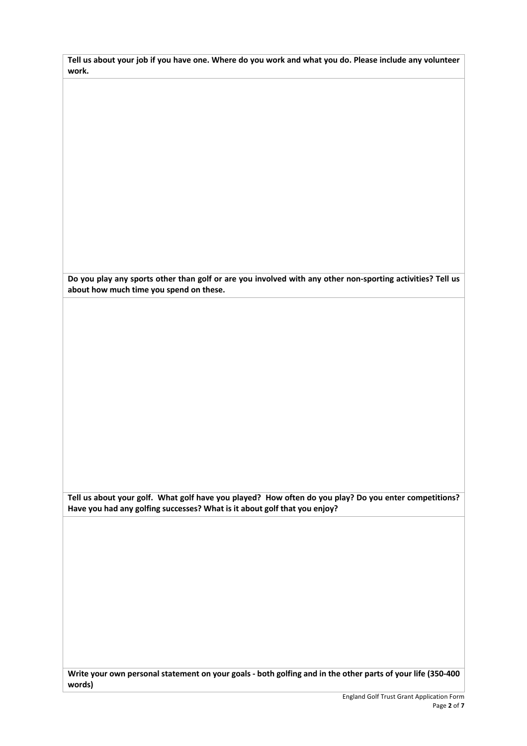**Tell us about your job if you have one. Where do you work and what you do. Please include any volunteer work.**

**Do you play any sports other than golf or are you involved with any other non-sporting activities? Tell us about how much time you spend on these.**

**Tell us about your golf. What golf have you played? How often do you play? Do you enter competitions? Have you had any golfing successes? What is it about golf that you enjoy?**

**Write your own personal statement on your goals - both golfing and in the other parts of your life (350-400 words)**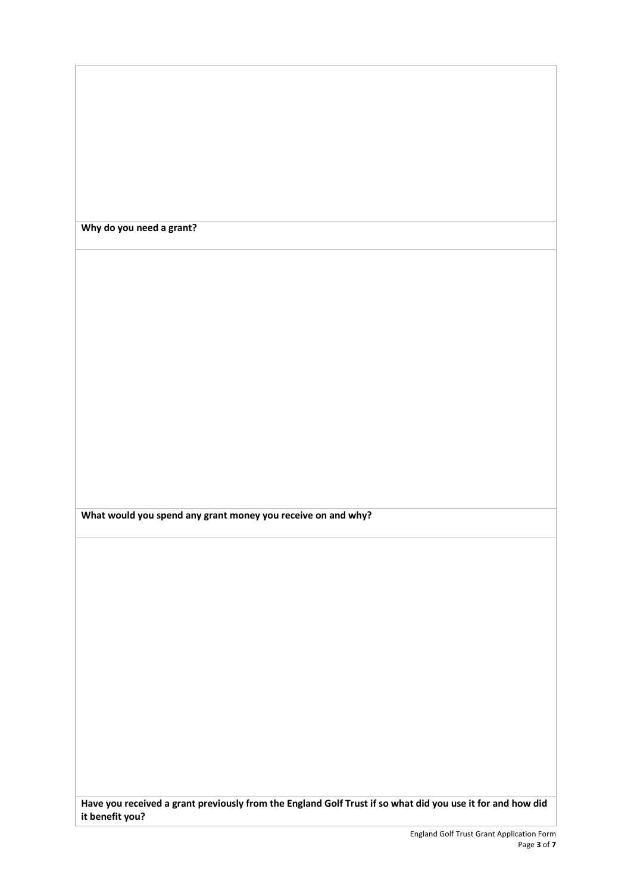**Why do you need a grant?**

**What would you spend any grant money you receive on and why?**

**Have you received a grant previously from the England Golf Trust if so what did you use it for and how did it benefit you?**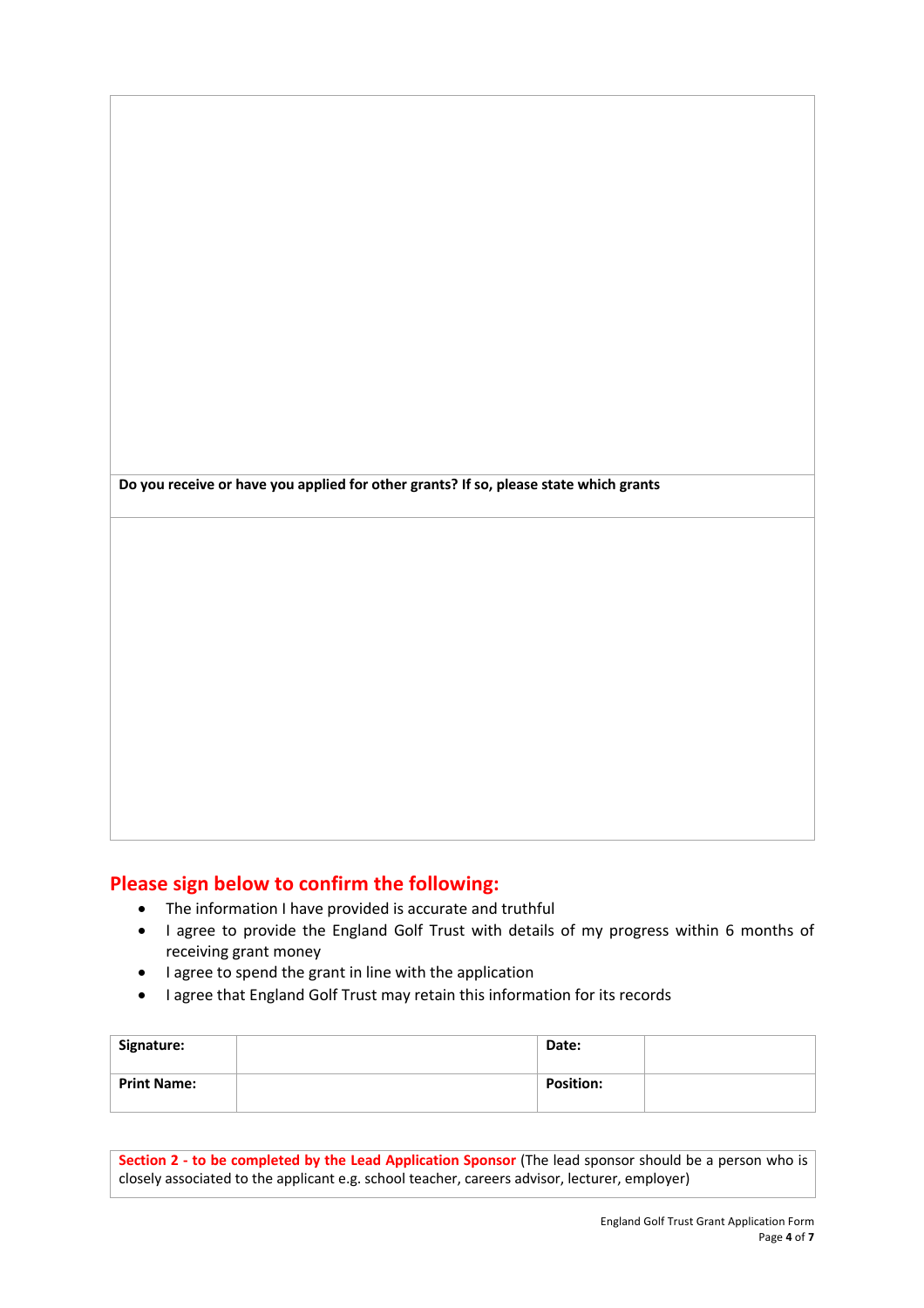**Do you receive or have you applied for other grants? If so, please state which grants**

## Please sign below to confirm the following:

- The information I have provided is accurate and truthful
- I agree to provide the England Golf Trust with details of my progress within 6 months of receiving grant money
- I agree to spend the grant in line with the application
- I agree that England Golf Trust may retain this information for its records

| **Signature:** | | **Date:** | |
|---|---|---|---|
| **Print Name:** | | **Position:** | |

**Section 2 - to be completed by the Lead Application Sponsor** (The lead sponsor should be a person who is closely associated to the applicant e.g. school teacher, careers advisor, lecturer, employer)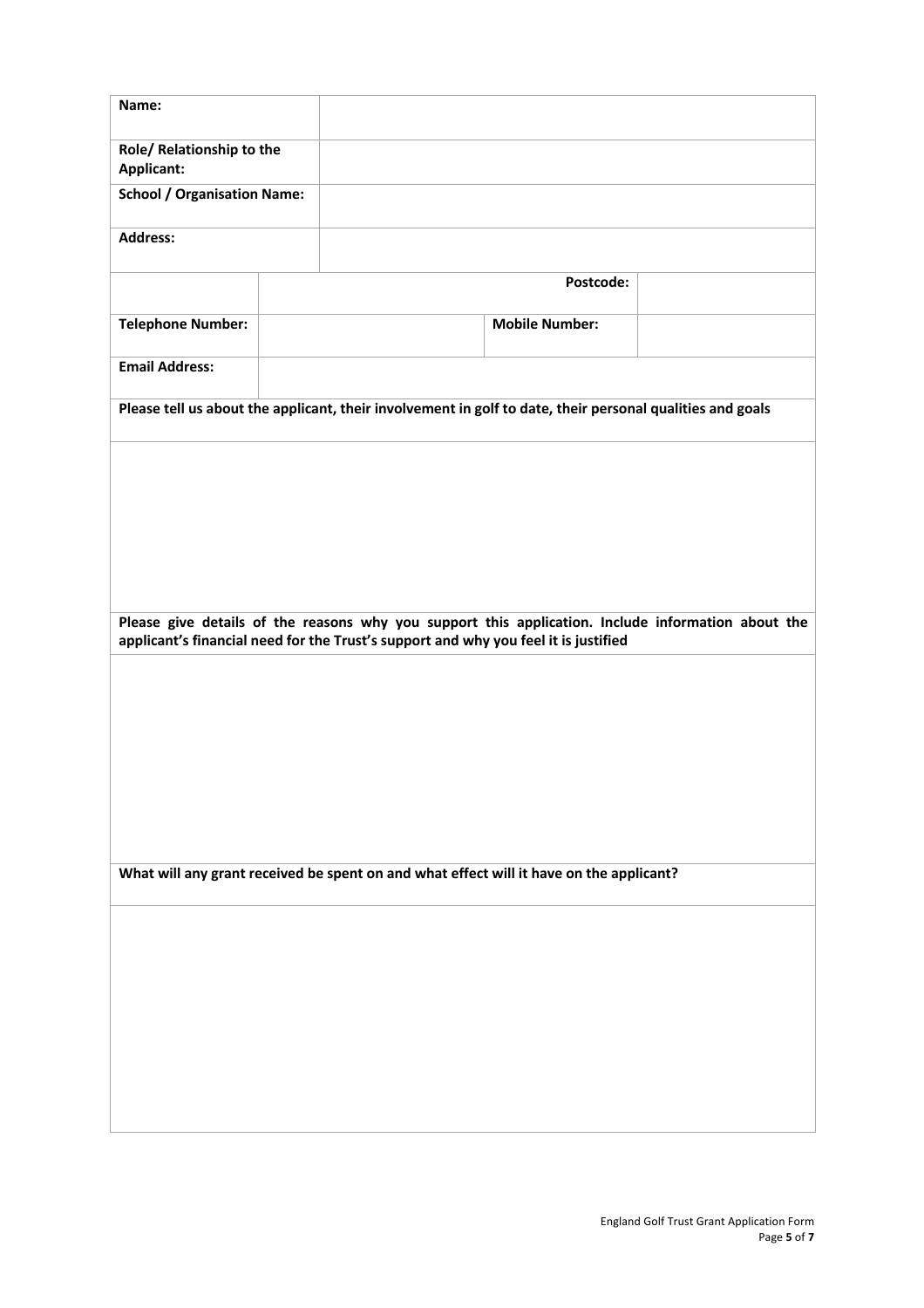| **Name:** | | | |
|---|---|---|---|
| **Role/ Relationship to the Applicant:** | | | |
| **School / Organisation Name:** | | | |
| **Address:** | | | |
| | | **Postcode:** | |
| **Telephone Number:** | | **Mobile Number:** | |
| **Email Address:** | | | |

**Please tell us about the applicant, their involvement in golf to date, their personal qualities and goals**

**Please give details of the reasons why you support this application. Include information about the applicant's financial need for the Trust's support and why you feel it is justified**

**What will any grant received be spent on and what effect will it have on the applicant?**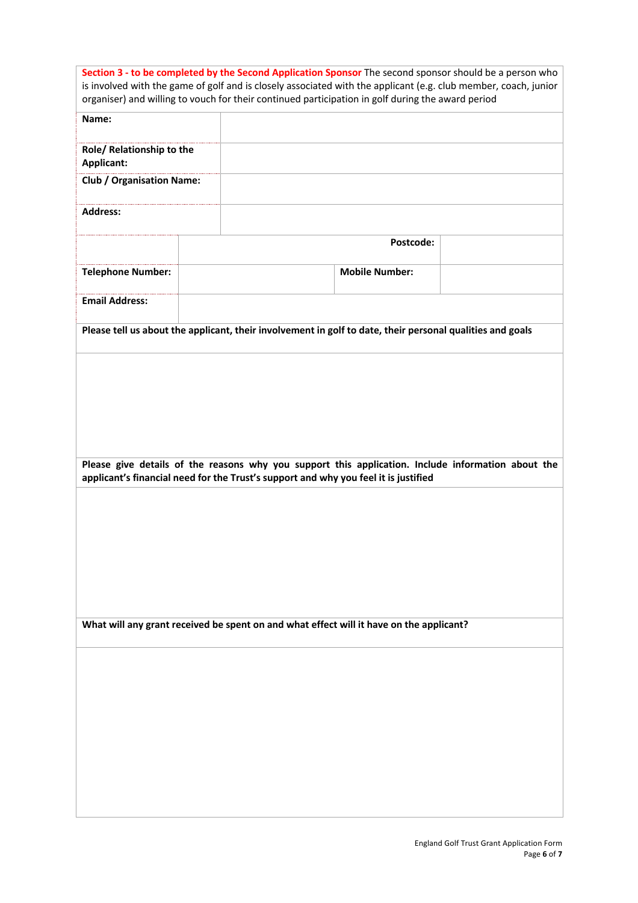**Section 3 - to be completed by the Second Application Sponsor** The second sponsor should be a person who is involved with the game of golf and is closely associated with the applicant (e.g. club member, coach, junior organiser) and willing to vouch for their continued participation in golf during the award period

| | | | |
|---|---|---|---|
| **Name:** | | | |
| **Role/ Relationship to the Applicant:** | | | |
| **Club / Organisation Name:** | | | |
| **Address:** | | | |
| | | **Postcode:** | |
| **Telephone Number:** | | **Mobile Number:** | |
| **Email Address:** | | | |

**Please tell us about the applicant, their involvement in golf to date, their personal qualities and goals**

**Please give details of the reasons why you support this application. Include information about the applicant's financial need for the Trust's support and why you feel it is justified**

**What will any grant received be spent on and what effect will it have on the applicant?**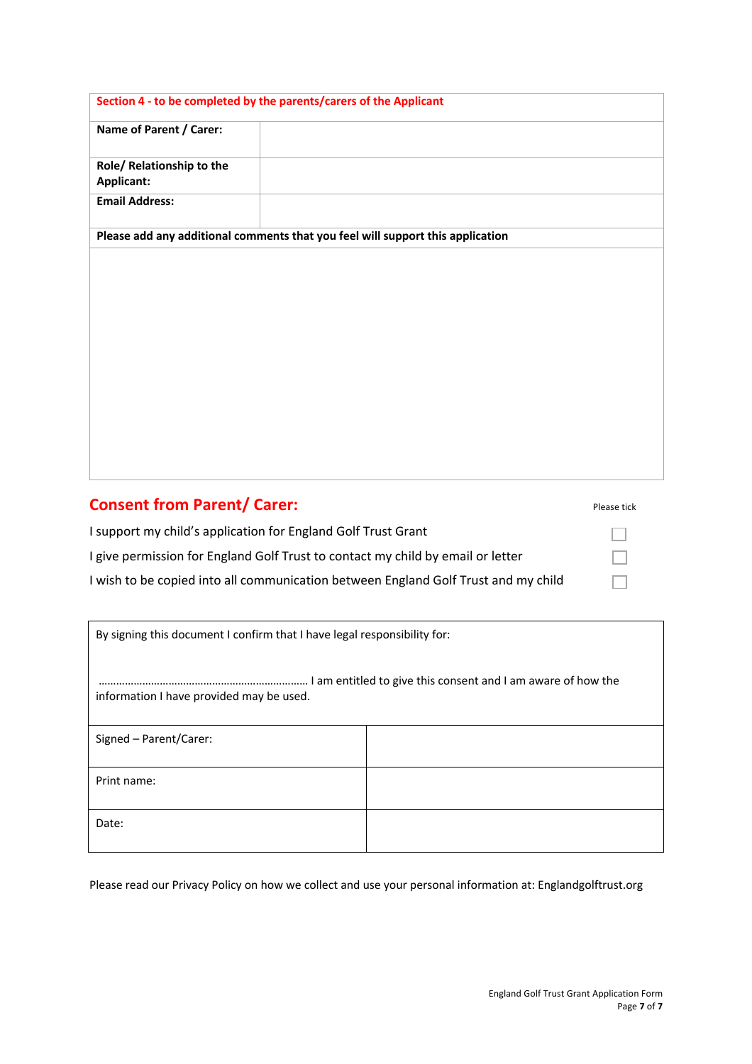| Section 4 - to be completed by the parents/carers of the Applicant | |
|---|---|
| **Name of Parent / Carer:** | |
| **Role/ Relationship to the Applicant:** | |
| **Email Address:** | |

**Please add any additional comments that you feel will support this application**

## Consent from Parent/ Carer:

| | Please tick |
|---|---|
| I support my child's application for England Golf Trust Grant | ☐ |
| I give permission for England Golf Trust to contact my child by email or letter | ☐ |
| I wish to be copied into all communication between England Golf Trust and my child | ☐ |

By signing this document I confirm that I have legal responsibility for:

……………………………………………………………… I am entitled to give this consent and I am aware of how the information I have provided may be used.

| | |
|---|---|
| Signed – Parent/Carer: | |
| Print name: | |
| Date: | |

Please read our Privacy Policy on how we collect and use your personal information at: Englandgolftrust.org